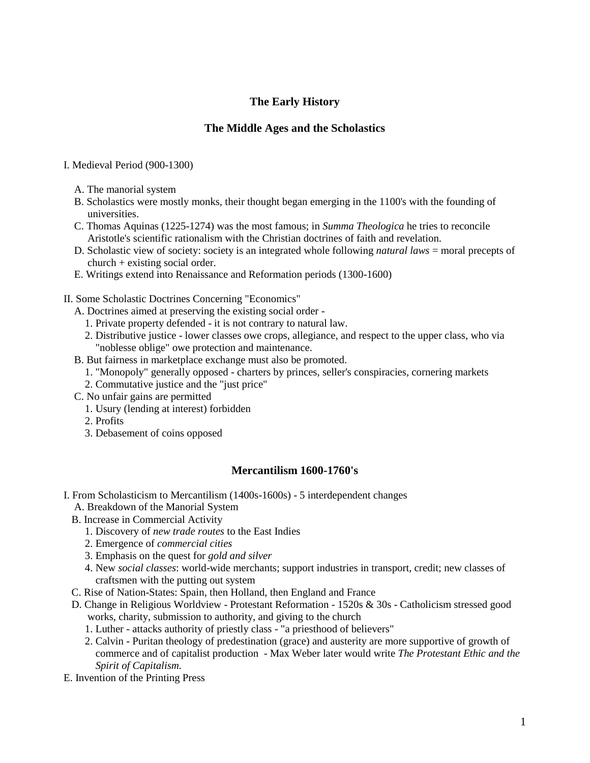# The Early History

## The Middle Ages and the Scholastics

I. Medieval Period (900-1300)

- A. The manorial system
- B. Scholastics were mostly monks, their thought began emerging in the 1100's with the founding of universities.
- C. Thomas Aquinas (1225-1274) was the most famous; in *Summa Theologica* he tries to reconcile Aristotle's scientific rationalism with the Christian doctrines of faith and revelation.
- D. Scholastic view of society: society is an integrated whole following *natural laws* = moral precepts of church + existing social order.
- E. Writings extend into Renaissance and Reformation periods (1300-1600)

II. Some Scholastic Doctrines Concerning "Economics"

- A. Doctrines aimed at preserving the existing social order -
  1. Private property defended - it is not contrary to natural law.
  2. Distributive justice - lower classes owe crops, allegiance, and respect to the upper class, who via "noblesse oblige" owe protection and maintenance.
- B. But fairness in marketplace exchange must also be promoted.
  1. "Monopoly" generally opposed - charters by princes, seller's conspiracies, cornering markets
  2. Commutative justice and the "just price"
- C. No unfair gains are permitted
  1. Usury (lending at interest) forbidden
  2. Profits
  3. Debasement of coins opposed

## Mercantilism 1600-1760's

I. From Scholasticism to Mercantilism (1400s-1600s) - 5 interdependent changes

- A. Breakdown of the Manorial System
- B. Increase in Commercial Activity
  1. Discovery of *new trade routes* to the East Indies
  2. Emergence of *commercial cities*
  3. Emphasis on the quest for *gold and silver*
  4. New *social classes*: world-wide merchants; support industries in transport, credit; new classes of craftsmen with the putting out system
- C. Rise of Nation-States: Spain, then Holland, then England and France
- D. Change in Religious Worldview - Protestant Reformation - 1520s & 30s - Catholicism stressed good works, charity, submission to authority, and giving to the church
  1. Luther - attacks authority of priestly class - "a priesthood of believers"
  2. Calvin - Puritan theology of predestination (grace) and austerity are more supportive of growth of commerce and of capitalist production - Max Weber later would write *The Protestant Ethic and the Spirit of Capitalism.*
- E. Invention of the Printing Press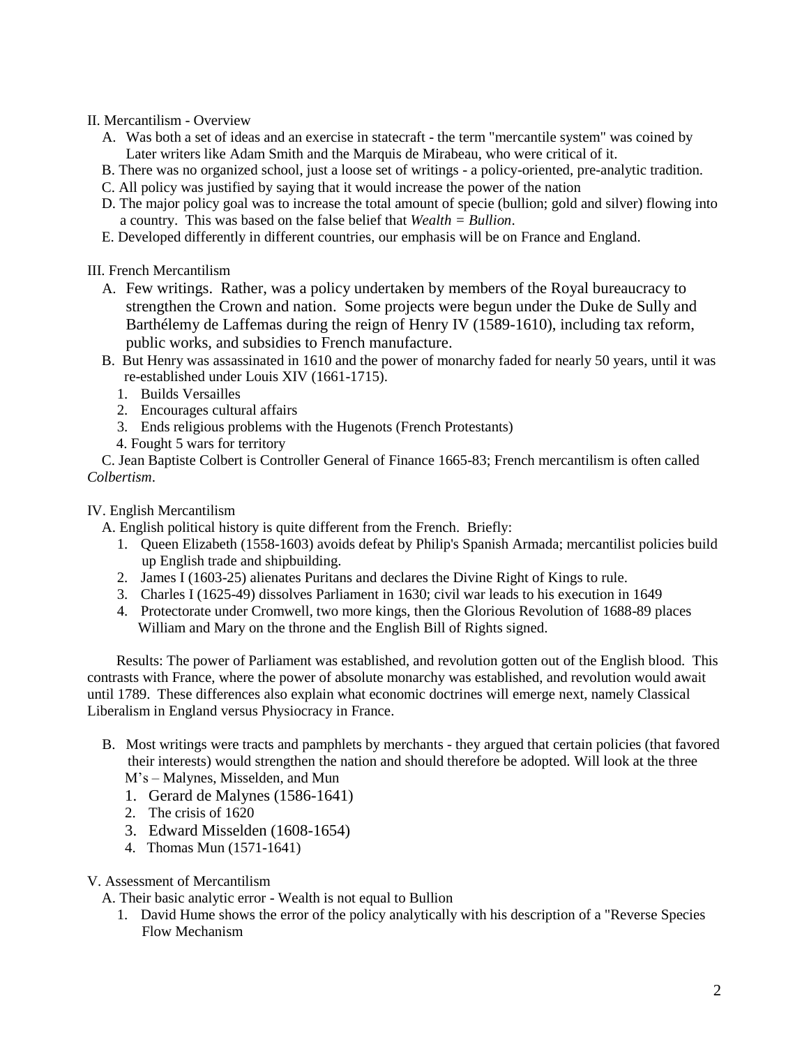## II. Mercantilism - Overview

A. Was both a set of ideas and an exercise in statecraft - the term "mercantile system" was coined by Later writers like Adam Smith and the Marquis de Mirabeau, who were critical of it.

B. There was no organized school, just a loose set of writings - a policy-oriented, pre-analytic tradition.

C. All policy was justified by saying that it would increase the power of the nation

D. The major policy goal was to increase the total amount of specie (bullion; gold and silver) flowing into a country. This was based on the false belief that *Wealth = Bullion*.

E. Developed differently in different countries, our emphasis will be on France and England.

## III. French Mercantilism

A. Few writings. Rather, was a policy undertaken by members of the Royal bureaucracy to strengthen the Crown and nation. Some projects were begun under the Duke de Sully and Barthélemy de Laffemas during the reign of Henry IV (1589-1610), including tax reform, public works, and subsidies to French manufacture.

B. But Henry was assassinated in 1610 and the power of monarchy faded for nearly 50 years, until it was re-established under Louis XIV (1661-1715).

1. Builds Versailles
2. Encourages cultural affairs
3. Ends religious problems with the Hugenots (French Protestants)
4. Fought 5 wars for territory

C. Jean Baptiste Colbert is Controller General of Finance 1665-83; French mercantilism is often called *Colbertism*.

## IV. English Mercantilism

A. English political history is quite different from the French. Briefly:

1. Queen Elizabeth (1558-1603) avoids defeat by Philip's Spanish Armada; mercantilist policies build up English trade and shipbuilding.
2. James I (1603-25) alienates Puritans and declares the Divine Right of Kings to rule.
3. Charles I (1625-49) dissolves Parliament in 1630; civil war leads to his execution in 1649
4. Protectorate under Cromwell, two more kings, then the Glorious Revolution of 1688-89 places William and Mary on the throne and the English Bill of Rights signed.

Results: The power of Parliament was established, and revolution gotten out of the English blood. This contrasts with France, where the power of absolute monarchy was established, and revolution would await until 1789. These differences also explain what economic doctrines will emerge next, namely Classical Liberalism in England versus Physiocracy in France.

B. Most writings were tracts and pamphlets by merchants - they argued that certain policies (that favored their interests) would strengthen the nation and should therefore be adopted. Will look at the three M's – Malynes, Misselden, and Mun

1. Gerard de Malynes (1586-1641)
2. The crisis of 1620
3. Edward Misselden (1608-1654)
4. Thomas Mun (1571-1641)

## V. Assessment of Mercantilism

A. Their basic analytic error - Wealth is not equal to Bullion

1. David Hume shows the error of the policy analytically with his description of a "Reverse Species Flow Mechanism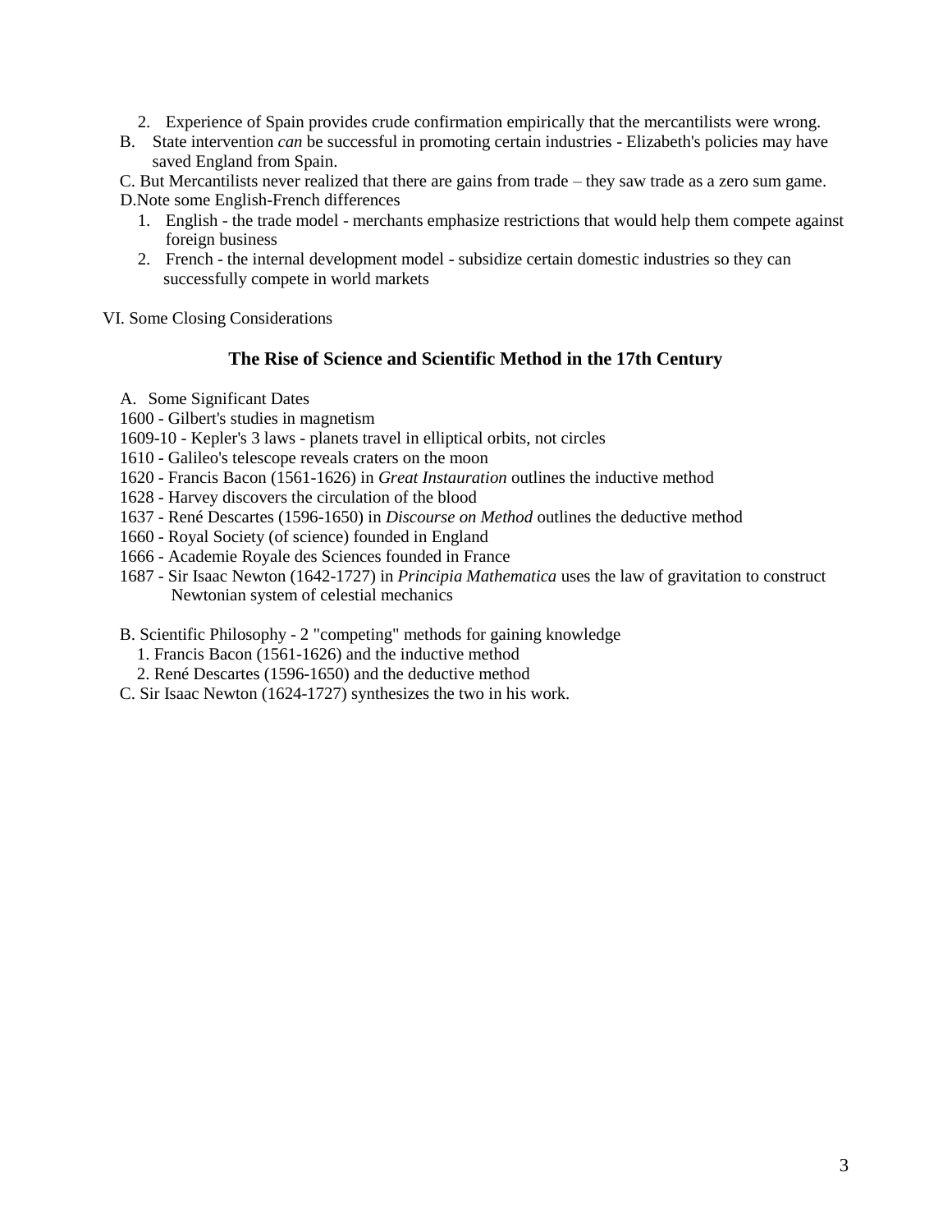2. Experience of Spain provides crude confirmation empirically that the mercantilists were wrong.

B. State intervention *can* be successful in promoting certain industries - Elizabeth's policies may have saved England from Spain.

C. But Mercantilists never realized that there are gains from trade – they saw trade as a zero sum game.

D. Note some English-French differences

1. English - the trade model - merchants emphasize restrictions that would help them compete against foreign business
2. French - the internal development model - subsidize certain domestic industries so they can successfully compete in world markets

VI. Some Closing Considerations

## The Rise of Science and Scientific Method in the 17th Century

A. Some Significant Dates

1600 - Gilbert's studies in magnetism
1609-10 - Kepler's 3 laws - planets travel in elliptical orbits, not circles
1610 - Galileo's telescope reveals craters on the moon
1620 - Francis Bacon (1561-1626) in *Great Instauration* outlines the inductive method
1628 - Harvey discovers the circulation of the blood
1637 - René Descartes (1596-1650) in *Discourse on Method* outlines the deductive method
1660 - Royal Society (of science) founded in England
1666 - Academie Royale des Sciences founded in France
1687 - Sir Isaac Newton (1642-1727) in *Principia Mathematica* uses the law of gravitation to construct Newtonian system of celestial mechanics

B. Scientific Philosophy - 2 "competing" methods for gaining knowledge

1. Francis Bacon (1561-1626) and the inductive method
2. René Descartes (1596-1650) and the deductive method

C. Sir Isaac Newton (1624-1727) synthesizes the two in his work.